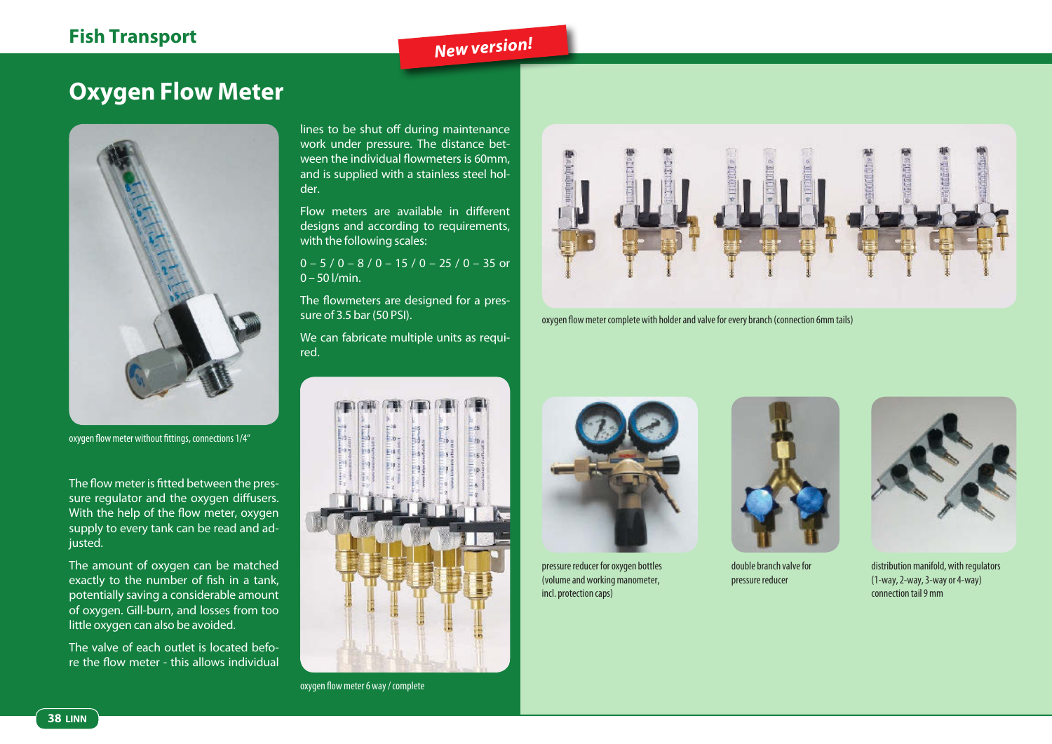# Oxygen Flow Meter

*New version!*

oxygen flow meter without fittings, connections 1/4"

The flow meter is fitted between the pressure regulator and the oxygen diffusers. With the help of the flow meter, oxygen supply to every tank can be read and adjusted.

The amount of oxygen can be matched exactly to the number of fish in a tank, potentially saving a considerable amount of oxygen. Gill-burn, and losses from too little oxygen can also be avoided.

The valve of each outlet is located before the flow meter - this allows individual lines to be shut off during maintenance work under pressure. The distance between the individual flowmeters is 60mm, and is supplied with a stainless steel holder.

Flow meters are available in different designs and according to requirements, with the following scales:

0 – 5 / 0 – 8 / 0 – 15 / 0 – 25 / 0 – 35 or 0 – 50 l/min.

The flowmeters are designed for a pressure of 3.5 bar (50 PSI).

We can fabricate multiple units as required.

oxygen flow meter 6 way / complete

oxygen flow meter complete with holder and valve for every branch (connection 6mm tails)

pressure reducer for oxygen bottles (volume and working manometer, incl. protection caps)

double branch valve for pressure reducer

distribution manifold, with regulators (1-way, 2-way, 3-way or 4-way) connection tail 9 mm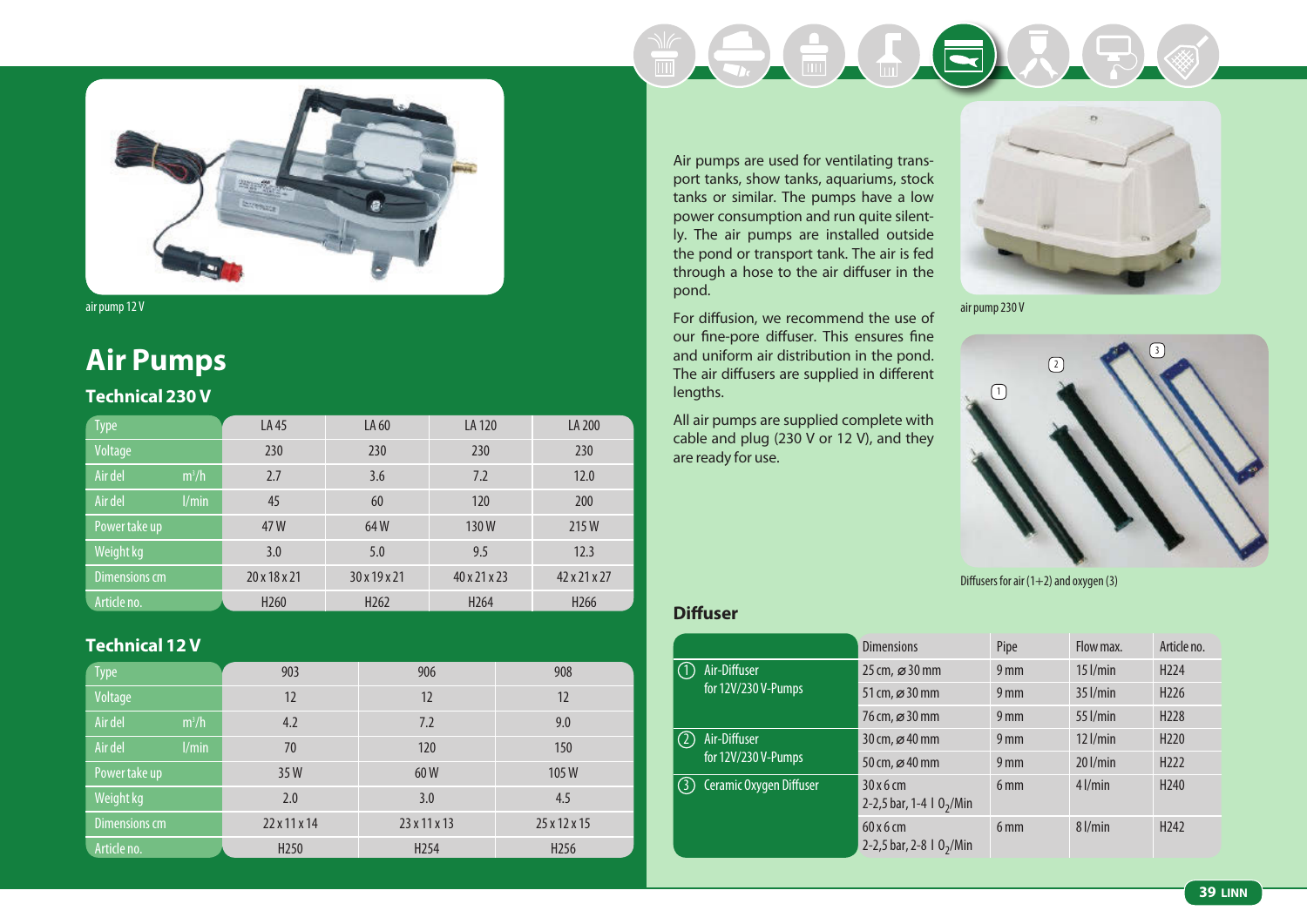air pump 12 V

# Air Pumps

### Technical 230 V

| Type | LA 45 | LA 60 | LA 120 | LA 200 |
|---|---|---|---|---|
| Voltage | 230 | 230 | 230 | 230 |
| Air del $m^3/h$ | 2.7 | 3.6 | 7.2 | 12.0 |
| Air del l/min | 45 | 60 | 120 | 200 |
| Power take up | 47 W | 64 W | 130 W | 215 W |
| Weight kg | 3.0 | 5.0 | 9.5 | 12.3 |
| Dimensions cm | 20 x 18 x 21 | 30 x 19 x 21 | 40 x 21 x 23 | 42 x 21 x 27 |
| Article no. | H260 | H262 | H264 | H266 |

### Technical 12 V

| Type | 903 | 906 | 908 |
|---|---|---|---|
| Voltage | 12 | 12 | 12 |
| Air del $m^3/h$ | 4.2 | 7.2 | 9.0 |
| Air del l/min | 70 | 120 | 150 |
| Power take up | 35 W | 60 W | 105 W |
| Weight kg | 2.0 | 3.0 | 4.5 |
| Dimensions cm | 22 x 11 x 14 | 23 x 11 x 13 | 25 x 12 x 15 |
| Article no. | H250 | H254 | H256 |

Air pumps are used for ventilating transport tanks, show tanks, aquariums, stock tanks or similar. The pumps have a low power consumption and run quite silently. The air pumps are installed outside the pond or transport tank. The air is fed through a hose to the air diffuser in the pond.

For diffusion, we recommend the use of our fine-pore diffuser. This ensures fine and uniform air distribution in the pond. The air diffusers are supplied in different lengths.

All air pumps are supplied complete with cable and plug (230 V or 12 V), and they are ready for use.

air pump 230 V

Diffusers for air (1+2) and oxygen (3)

### Diffuser

| | Dimensions | Pipe | Flow max. | Article no. |
|---|---|---|---|---|
| ① Air-Diffuser for 12V/230 V-Pumps | 25 cm, ⌀ 30 mm | 9 mm | 15 l/min | H224 |
| | 51 cm, ⌀ 30 mm | 9 mm | 35 l/min | H226 |
| | 76 cm, ⌀ 30 mm | 9 mm | 55 l/min | H228 |
| ② Air-Diffuser for 12V/230 V-Pumps | 30 cm, ⌀ 40 mm | 9 mm | 12 l/min | H220 |
| | 50 cm, ⌀ 40 mm | 9 mm | 20 l/min | H222 |
| ③ Ceramic Oxygen Diffuser | 30 x 6 cm 2-2,5 bar, 1-4 l $O_2$/Min | 6 mm | 4 l/min | H240 |
| | 60 x 6 cm 2-2,5 bar, 2-8 l $O_2$/Min | 6 mm | 8 l/min | H242 |